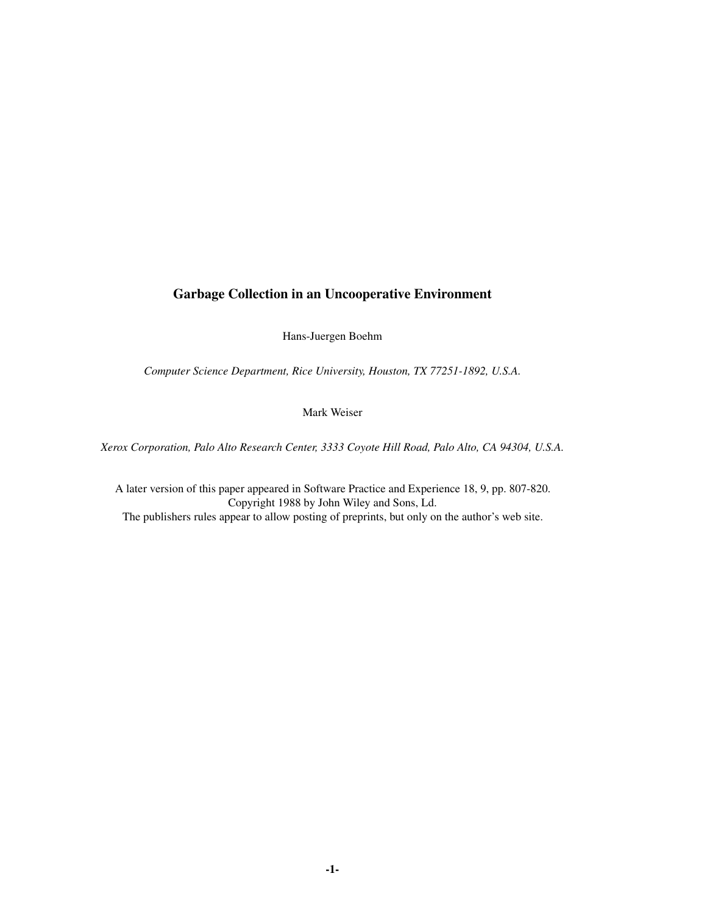# Garbage Collection in an Uncooperative Environment

Hans-Juergen Boehm

*Computer Science Department, Rice University, Houston, TX 77251-1892, U.S.A.*

Mark Weiser

*Xerox Corporation, Palo Alto Research Center, 3333 Coyote Hill Road, Palo Alto, CA 94304, U.S.A.*

A later version of this paper appeared in Software Practice and Experience 18, 9, pp. 807-820.
Copyright 1988 by John Wiley and Sons, Ld.
The publishers rules appear to allow posting of preprints, but only on the author's web site.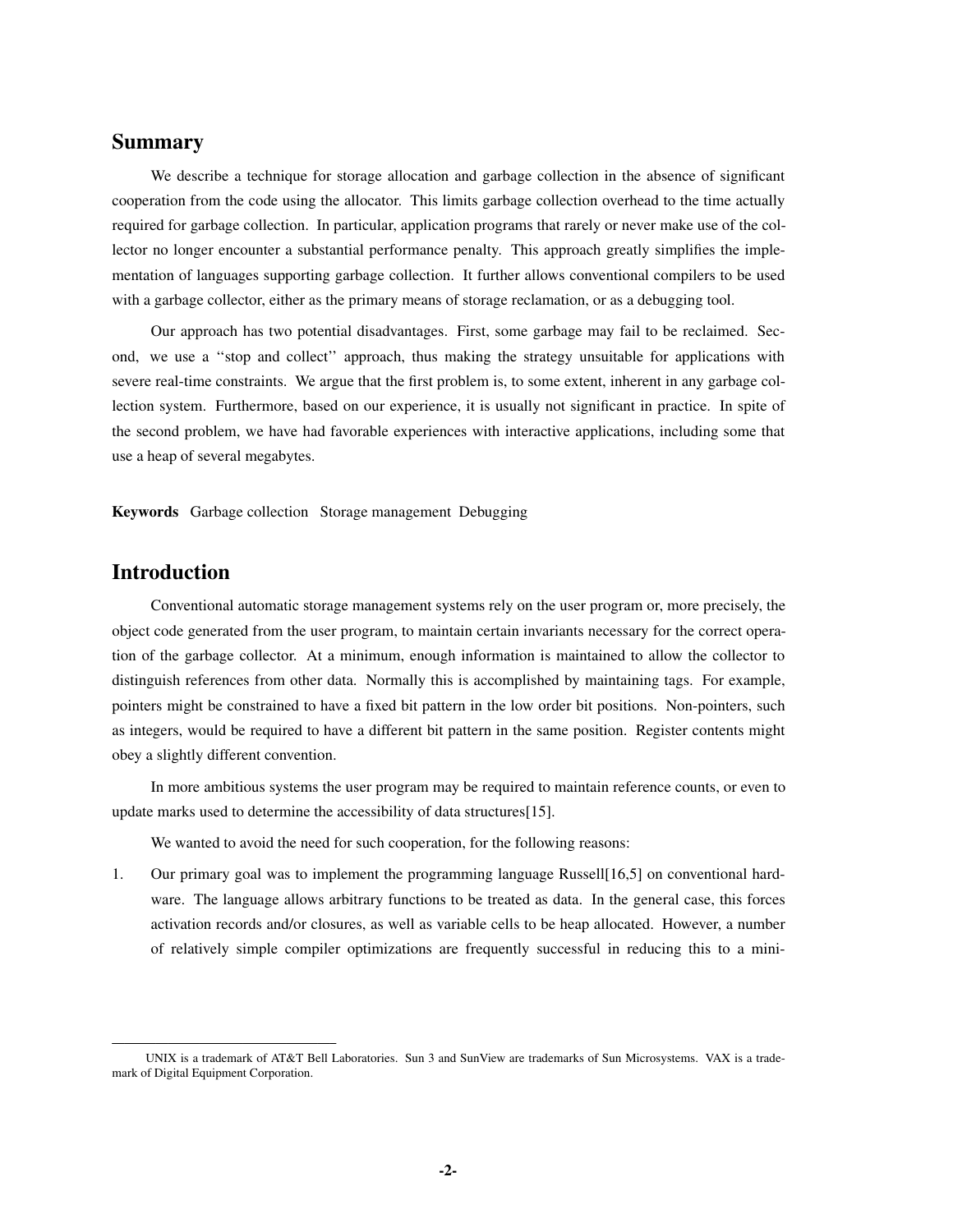## Summary

We describe a technique for storage allocation and garbage collection in the absence of significant cooperation from the code using the allocator. This limits garbage collection overhead to the time actually required for garbage collection. In particular, application programs that rarely or never make use of the collector no longer encounter a substantial performance penalty. This approach greatly simplifies the implementation of languages supporting garbage collection. It further allows conventional compilers to be used with a garbage collector, either as the primary means of storage reclamation, or as a debugging tool.

Our approach has two potential disadvantages. First, some garbage may fail to be reclaimed. Second, we use a ''stop and collect'' approach, thus making the strategy unsuitable for applications with severe real-time constraints. We argue that the first problem is, to some extent, inherent in any garbage collection system. Furthermore, based on our experience, it is usually not significant in practice. In spite of the second problem, we have had favorable experiences with interactive applications, including some that use a heap of several megabytes.

**Keywords** Garbage collection Storage management Debugging

## Introduction

Conventional automatic storage management systems rely on the user program or, more precisely, the object code generated from the user program, to maintain certain invariants necessary for the correct operation of the garbage collector. At a minimum, enough information is maintained to allow the collector to distinguish references from other data. Normally this is accomplished by maintaining tags. For example, pointers might be constrained to have a fixed bit pattern in the low order bit positions. Non-pointers, such as integers, would be required to have a different bit pattern in the same position. Register contents might obey a slightly different convention.

In more ambitious systems the user program may be required to maintain reference counts, or even to update marks used to determine the accessibility of data structures[15].

We wanted to avoid the need for such cooperation, for the following reasons:

1. Our primary goal was to implement the programming language Russell[16,5] on conventional hardware. The language allows arbitrary functions to be treated as data. In the general case, this forces activation records and/or closures, as well as variable cells to be heap allocated. However, a number of relatively simple compiler optimizations are frequently successful in reducing this to a mini-

---

UNIX is a trademark of AT&T Bell Laboratories. Sun 3 and SunView are trademarks of Sun Microsystems. VAX is a trademark of Digital Equipment Corporation.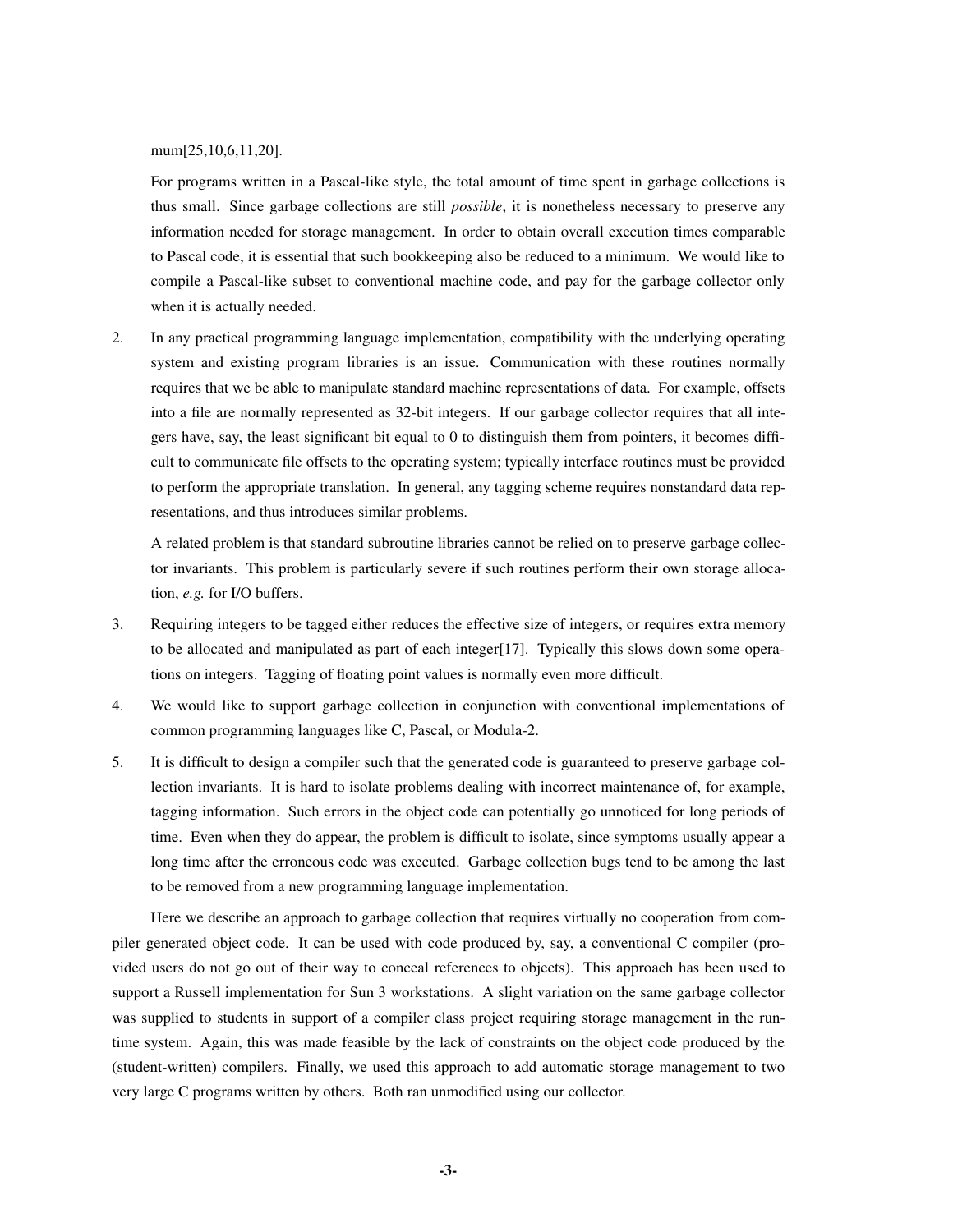mum[25,10,6,11,20].

For programs written in a Pascal-like style, the total amount of time spent in garbage collections is thus small. Since garbage collections are still *possible*, it is nonetheless necessary to preserve any information needed for storage management. In order to obtain overall execution times comparable to Pascal code, it is essential that such bookkeeping also be reduced to a minimum. We would like to compile a Pascal-like subset to conventional machine code, and pay for the garbage collector only when it is actually needed.

2. In any practical programming language implementation, compatibility with the underlying operating system and existing program libraries is an issue. Communication with these routines normally requires that we be able to manipulate standard machine representations of data. For example, offsets into a file are normally represented as 32-bit integers. If our garbage collector requires that all integers have, say, the least significant bit equal to 0 to distinguish them from pointers, it becomes difficult to communicate file offsets to the operating system; typically interface routines must be provided to perform the appropriate translation. In general, any tagging scheme requires nonstandard data representations, and thus introduces similar problems.

   A related problem is that standard subroutine libraries cannot be relied on to preserve garbage collector invariants. This problem is particularly severe if such routines perform their own storage allocation, *e.g.* for I/O buffers.

3. Requiring integers to be tagged either reduces the effective size of integers, or requires extra memory to be allocated and manipulated as part of each integer[17]. Typically this slows down some operations on integers. Tagging of floating point values is normally even more difficult.

4. We would like to support garbage collection in conjunction with conventional implementations of common programming languages like C, Pascal, or Modula-2.

5. It is difficult to design a compiler such that the generated code is guaranteed to preserve garbage collection invariants. It is hard to isolate problems dealing with incorrect maintenance of, for example, tagging information. Such errors in the object code can potentially go unnoticed for long periods of time. Even when they do appear, the problem is difficult to isolate, since symptoms usually appear a long time after the erroneous code was executed. Garbage collection bugs tend to be among the last to be removed from a new programming language implementation.

Here we describe an approach to garbage collection that requires virtually no cooperation from compiler generated object code. It can be used with code produced by, say, a conventional C compiler (provided users do not go out of their way to conceal references to objects). This approach has been used to support a Russell implementation for Sun 3 workstations. A slight variation on the same garbage collector was supplied to students in support of a compiler class project requiring storage management in the run-time system. Again, this was made feasible by the lack of constraints on the object code produced by the (student-written) compilers. Finally, we used this approach to add automatic storage management to two very large C programs written by others. Both ran unmodified using our collector.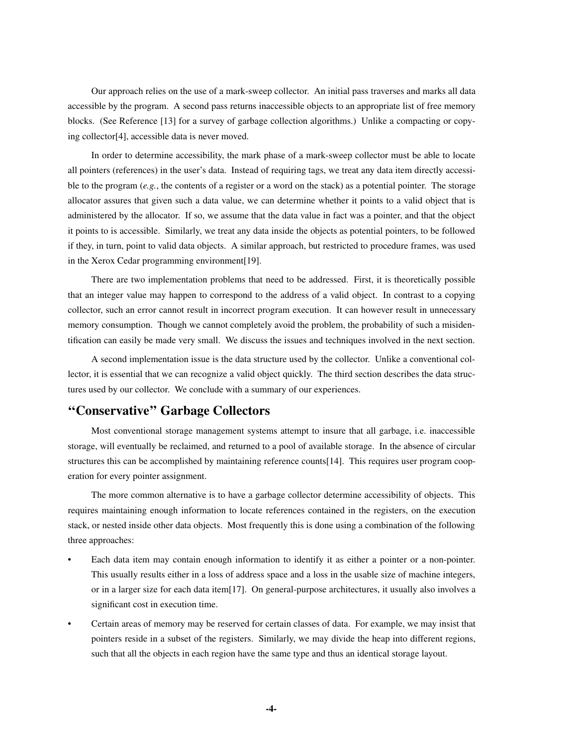Our approach relies on the use of a mark-sweep collector. An initial pass traverses and marks all data accessible by the program. A second pass returns inaccessible objects to an appropriate list of free memory blocks. (See Reference [13] for a survey of garbage collection algorithms.) Unlike a compacting or copying collector[4], accessible data is never moved.

In order to determine accessibility, the mark phase of a mark-sweep collector must be able to locate all pointers (references) in the user's data. Instead of requiring tags, we treat any data item directly accessible to the program (*e.g.*, the contents of a register or a word on the stack) as a potential pointer. The storage allocator assures that given such a data value, we can determine whether it points to a valid object that is administered by the allocator. If so, we assume that the data value in fact was a pointer, and that the object it points to is accessible. Similarly, we treat any data inside the objects as potential pointers, to be followed if they, in turn, point to valid data objects. A similar approach, but restricted to procedure frames, was used in the Xerox Cedar programming environment[19].

There are two implementation problems that need to be addressed. First, it is theoretically possible that an integer value may happen to correspond to the address of a valid object. In contrast to a copying collector, such an error cannot result in incorrect program execution. It can however result in unnecessary memory consumption. Though we cannot completely avoid the problem, the probability of such a misidentification can easily be made very small. We discuss the issues and techniques involved in the next section.

A second implementation issue is the data structure used by the collector. Unlike a conventional collector, it is essential that we can recognize a valid object quickly. The third section describes the data structures used by our collector. We conclude with a summary of our experiences.

## "Conservative" Garbage Collectors

Most conventional storage management systems attempt to insure that all garbage, i.e. inaccessible storage, will eventually be reclaimed, and returned to a pool of available storage. In the absence of circular structures this can be accomplished by maintaining reference counts[14]. This requires user program cooperation for every pointer assignment.

The more common alternative is to have a garbage collector determine accessibility of objects. This requires maintaining enough information to locate references contained in the registers, on the execution stack, or nested inside other data objects. Most frequently this is done using a combination of the following three approaches:

- Each data item may contain enough information to identify it as either a pointer or a non-pointer. This usually results either in a loss of address space and a loss in the usable size of machine integers, or in a larger size for each data item[17]. On general-purpose architectures, it usually also involves a significant cost in execution time.
- Certain areas of memory may be reserved for certain classes of data. For example, we may insist that pointers reside in a subset of the registers. Similarly, we may divide the heap into different regions, such that all the objects in each region have the same type and thus an identical storage layout.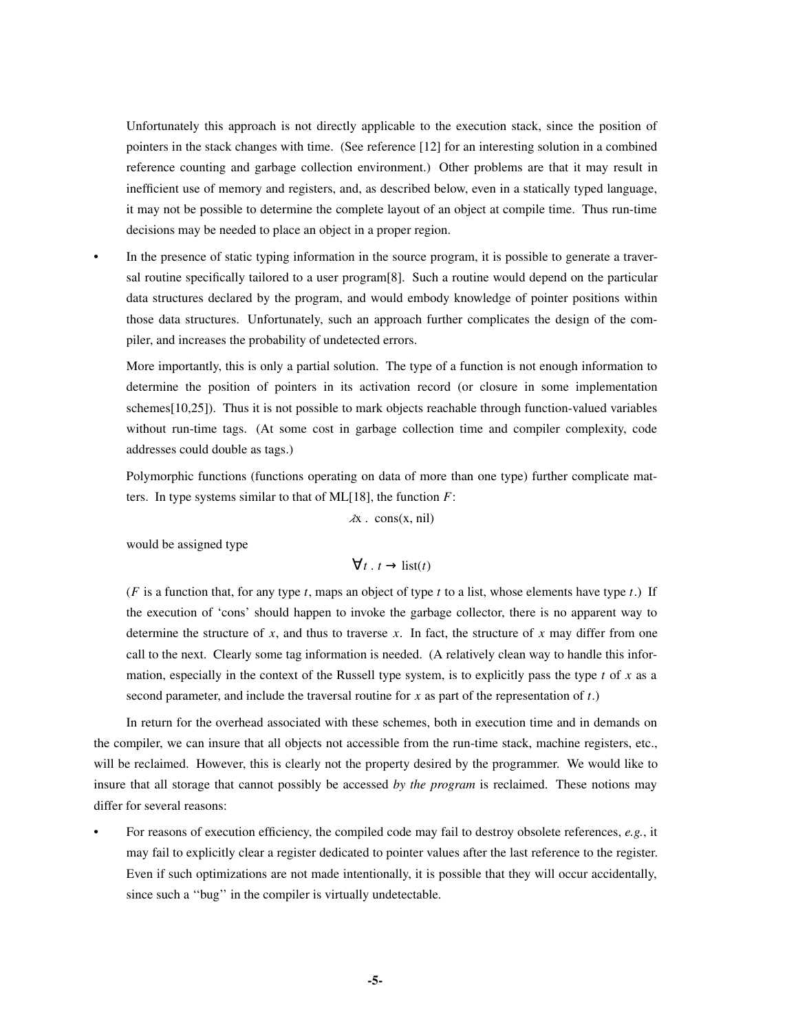Unfortunately this approach is not directly applicable to the execution stack, since the position of pointers in the stack changes with time. (See reference [12] for an interesting solution in a combined reference counting and garbage collection environment.) Other problems are that it may result in inefficient use of memory and registers, and, as described below, even in a statically typed language, it may not be possible to determine the complete layout of an object at compile time. Thus run-time decisions may be needed to place an object in a proper region.

- In the presence of static typing information in the source program, it is possible to generate a traversal routine specifically tailored to a user program[8]. Such a routine would depend on the particular data structures declared by the program, and would embody knowledge of pointer positions within those data structures. Unfortunately, such an approach further complicates the design of the compiler, and increases the probability of undetected errors.

  More importantly, this is only a partial solution. The type of a function is not enough information to determine the position of pointers in its activation record (or closure in some implementation schemes[10,25]). Thus it is not possible to mark objects reachable through function-valued variables without run-time tags. (At some cost in garbage collection time and compiler complexity, code addresses could double as tags.)

  Polymorphic functions (functions operating on data of more than one type) further complicate matters. In type systems similar to that of ML[18], the function $F$:

  $$\lambda x \text{ . } \mathrm{cons}(x, \mathrm{nil})$$

  would be assigned type

  $$\forall t \text{ . } t \rightarrow \mathrm{list}(t)$$

  ($F$ is a function that, for any type $t$, maps an object of type $t$ to a list, whose elements have type $t$.) If the execution of 'cons' should happen to invoke the garbage collector, there is no apparent way to determine the structure of $x$, and thus to traverse $x$. In fact, the structure of $x$ may differ from one call to the next. Clearly some tag information is needed. (A relatively clean way to handle this information, especially in the context of the Russell type system, is to explicitly pass the type $t$ of $x$ as a second parameter, and include the traversal routine for $x$ as part of the representation of $t$.)

In return for the overhead associated with these schemes, both in execution time and in demands on the compiler, we can insure that all objects not accessible from the run-time stack, machine registers, etc., will be reclaimed. However, this is clearly not the property desired by the programmer. We would like to insure that all storage that cannot possibly be accessed *by the program* is reclaimed. These notions may differ for several reasons:

- For reasons of execution efficiency, the compiled code may fail to destroy obsolete references, *e.g.*, it may fail to explicitly clear a register dedicated to pointer values after the last reference to the register. Even if such optimizations are not made intentionally, it is possible that they will occur accidentally, since such a "bug" in the compiler is virtually undetectable.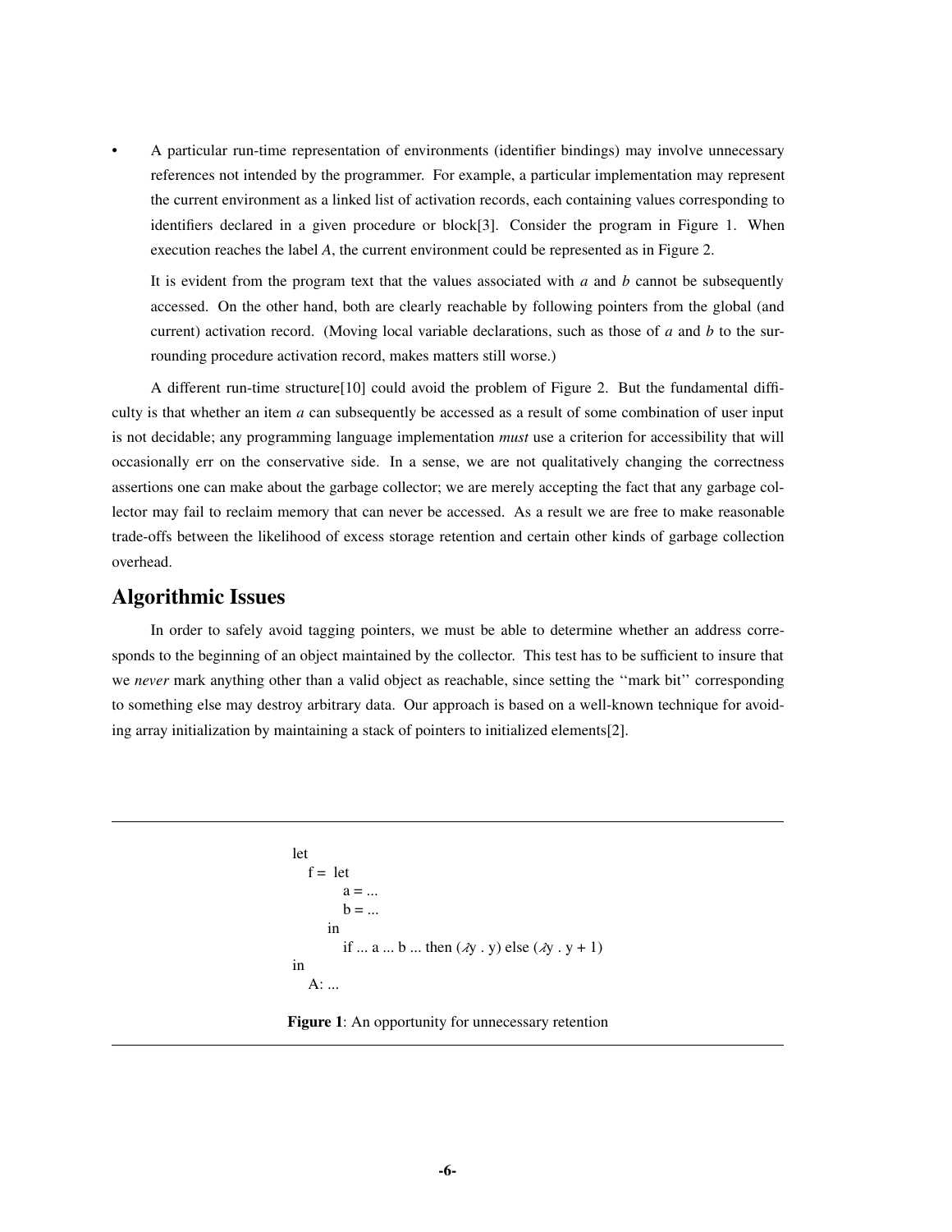- A particular run-time representation of environments (identifier bindings) may involve unnecessary references not intended by the programmer. For example, a particular implementation may represent the current environment as a linked list of activation records, each containing values corresponding to identifiers declared in a given procedure or block[3]. Consider the program in Figure 1. When execution reaches the label *A*, the current environment could be represented as in Figure 2.

  It is evident from the program text that the values associated with *a* and *b* cannot be subsequently accessed. On the other hand, both are clearly reachable by following pointers from the global (and current) activation record. (Moving local variable declarations, such as those of *a* and *b* to the surrounding procedure activation record, makes matters still worse.)

A different run-time structure[10] could avoid the problem of Figure 2. But the fundamental difficulty is that whether an item *a* can subsequently be accessed as a result of some combination of user input is not decidable; any programming language implementation *must* use a criterion for accessibility that will occasionally err on the conservative side. In a sense, we are not qualitatively changing the correctness assertions one can make about the garbage collector; we are merely accepting the fact that any garbage collector may fail to reclaim memory that can never be accessed. As a result we are free to make reasonable trade-offs between the likelihood of excess storage retention and certain other kinds of garbage collection overhead.

## Algorithmic Issues

In order to safely avoid tagging pointers, we must be able to determine whether an address corresponds to the beginning of an object maintained by the collector. This test has to be sufficient to insure that we *never* mark anything other than a valid object as reachable, since setting the ''mark bit'' corresponding to something else may destroy arbitrary data. Our approach is based on a well-known technique for avoiding array initialization by maintaining a stack of pointers to initialized elements[2].

```
let
   f =  let
          a = ...
          b = ...
        in
          if ... a ... b ... then (λy . y) else (λy . y + 1)
in
   A: ...
```

**Figure 1**: An opportunity for unnecessary retention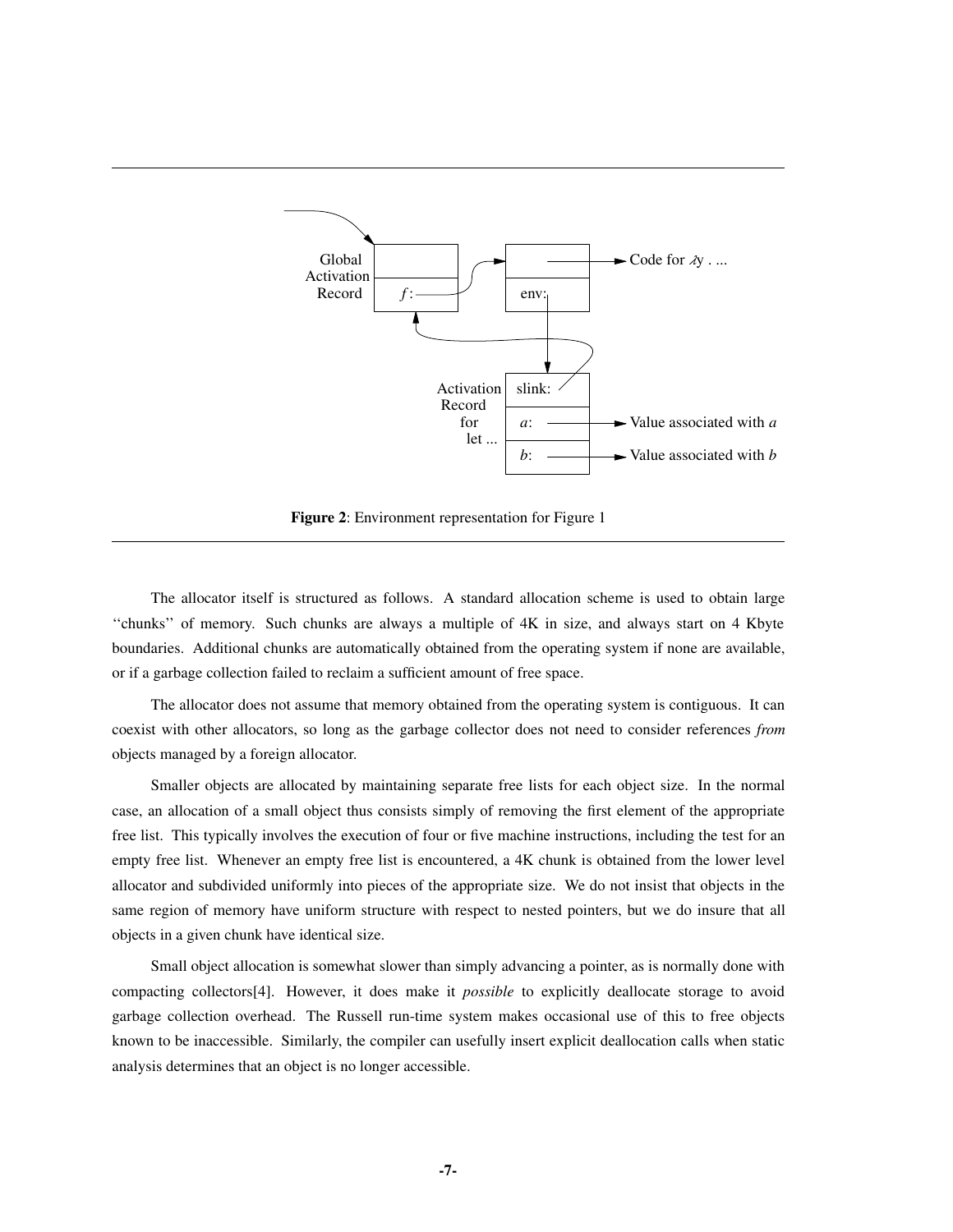**Figure 2**: Environment representation for Figure 1

The allocator itself is structured as follows. A standard allocation scheme is used to obtain large ''chunks'' of memory. Such chunks are always a multiple of 4K in size, and always start on 4 Kbyte boundaries. Additional chunks are automatically obtained from the operating system if none are available, or if a garbage collection failed to reclaim a sufficient amount of free space.

The allocator does not assume that memory obtained from the operating system is contiguous. It can coexist with other allocators, so long as the garbage collector does not need to consider references *from* objects managed by a foreign allocator.

Smaller objects are allocated by maintaining separate free lists for each object size. In the normal case, an allocation of a small object thus consists simply of removing the first element of the appropriate free list. This typically involves the execution of four or five machine instructions, including the test for an empty free list. Whenever an empty free list is encountered, a 4K chunk is obtained from the lower level allocator and subdivided uniformly into pieces of the appropriate size. We do not insist that objects in the same region of memory have uniform structure with respect to nested pointers, but we do insure that all objects in a given chunk have identical size.

Small object allocation is somewhat slower than simply advancing a pointer, as is normally done with compacting collectors[4]. However, it does make it *possible* to explicitly deallocate storage to avoid garbage collection overhead. The Russell run-time system makes occasional use of this to free objects known to be inaccessible. Similarly, the compiler can usefully insert explicit deallocation calls when static analysis determines that an object is no longer accessible.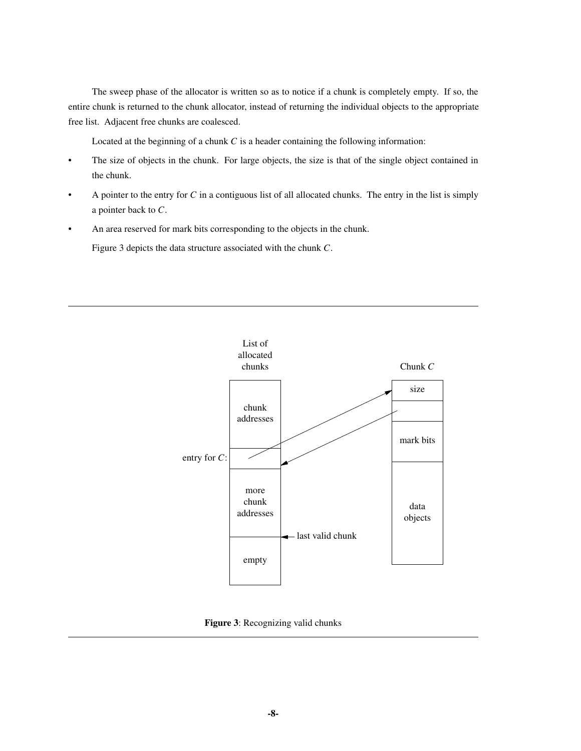The sweep phase of the allocator is written so as to notice if a chunk is completely empty. If so, the entire chunk is returned to the chunk allocator, instead of returning the individual objects to the appropriate free list. Adjacent free chunks are coalesced.

Located at the beginning of a chunk *C* is a header containing the following information:

- The size of objects in the chunk. For large objects, the size is that of the single object contained in the chunk.
- A pointer to the entry for *C* in a contiguous list of all allocated chunks. The entry in the list is simply a pointer back to *C*.
- An area reserved for mark bits corresponding to the objects in the chunk.

Figure 3 depicts the data structure associated with the chunk *C*.

**Figure 3**: Recognizing valid chunks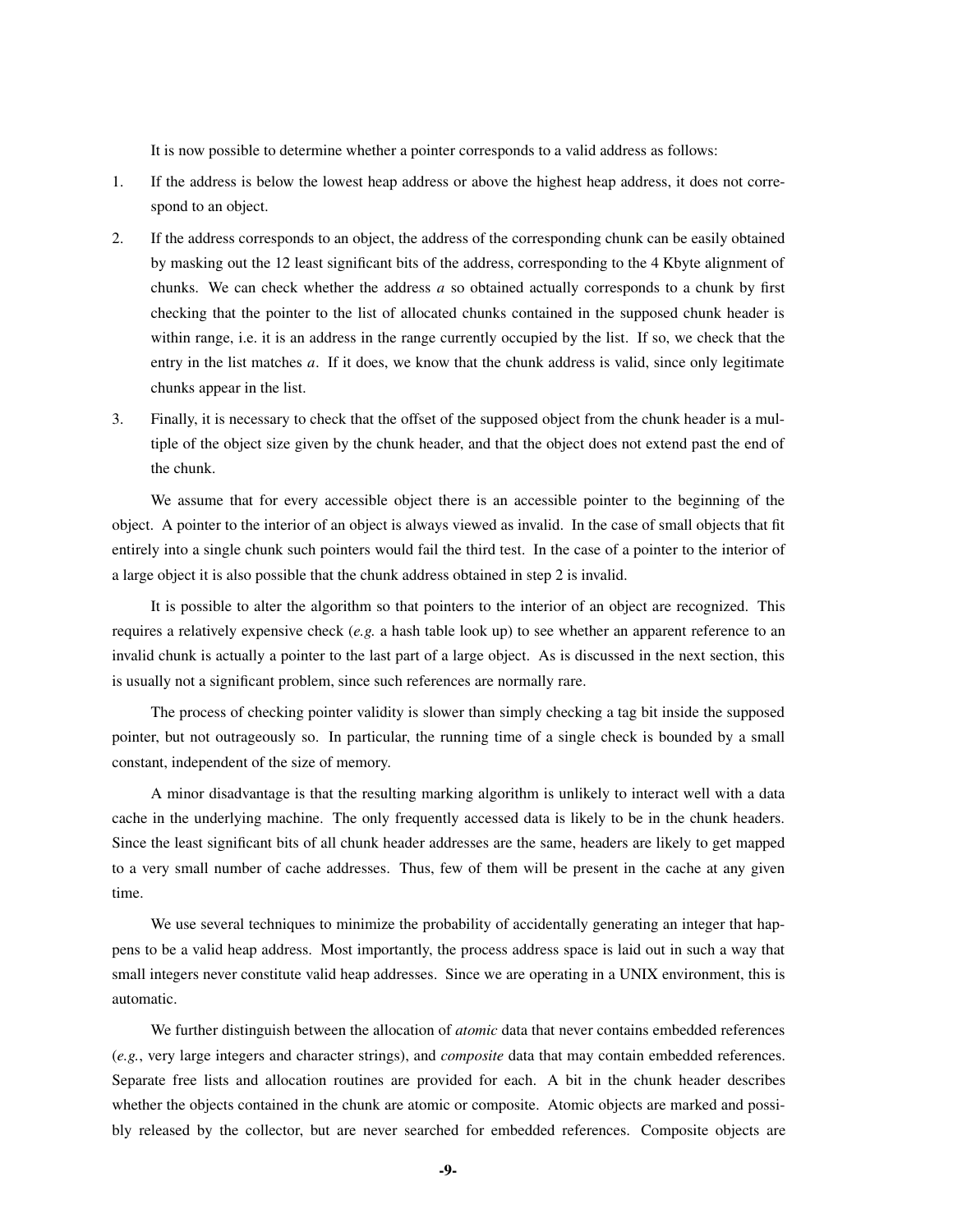It is now possible to determine whether a pointer corresponds to a valid address as follows:

1. If the address is below the lowest heap address or above the highest heap address, it does not correspond to an object.

2. If the address corresponds to an object, the address of the corresponding chunk can be easily obtained by masking out the 12 least significant bits of the address, corresponding to the 4 Kbyte alignment of chunks. We can check whether the address $a$ so obtained actually corresponds to a chunk by first checking that the pointer to the list of allocated chunks contained in the supposed chunk header is within range, i.e. it is an address in the range currently occupied by the list. If so, we check that the entry in the list matches $a$. If it does, we know that the chunk address is valid, since only legitimate chunks appear in the list.

3. Finally, it is necessary to check that the offset of the supposed object from the chunk header is a multiple of the object size given by the chunk header, and that the object does not extend past the end of the chunk.

We assume that for every accessible object there is an accessible pointer to the beginning of the object. A pointer to the interior of an object is always viewed as invalid. In the case of small objects that fit entirely into a single chunk such pointers would fail the third test. In the case of a pointer to the interior of a large object it is also possible that the chunk address obtained in step 2 is invalid.

It is possible to alter the algorithm so that pointers to the interior of an object are recognized. This requires a relatively expensive check (*e.g.* a hash table look up) to see whether an apparent reference to an invalid chunk is actually a pointer to the last part of a large object. As is discussed in the next section, this is usually not a significant problem, since such references are normally rare.

The process of checking pointer validity is slower than simply checking a tag bit inside the supposed pointer, but not outrageously so. In particular, the running time of a single check is bounded by a small constant, independent of the size of memory.

A minor disadvantage is that the resulting marking algorithm is unlikely to interact well with a data cache in the underlying machine. The only frequently accessed data is likely to be in the chunk headers. Since the least significant bits of all chunk header addresses are the same, headers are likely to get mapped to a very small number of cache addresses. Thus, few of them will be present in the cache at any given time.

We use several techniques to minimize the probability of accidentally generating an integer that happens to be a valid heap address. Most importantly, the process address space is laid out in such a way that small integers never constitute valid heap addresses. Since we are operating in a UNIX environment, this is automatic.

We further distinguish between the allocation of *atomic* data that never contains embedded references (*e.g.*, very large integers and character strings), and *composite* data that may contain embedded references. Separate free lists and allocation routines are provided for each. A bit in the chunk header describes whether the objects contained in the chunk are atomic or composite. Atomic objects are marked and possibly released by the collector, but are never searched for embedded references. Composite objects are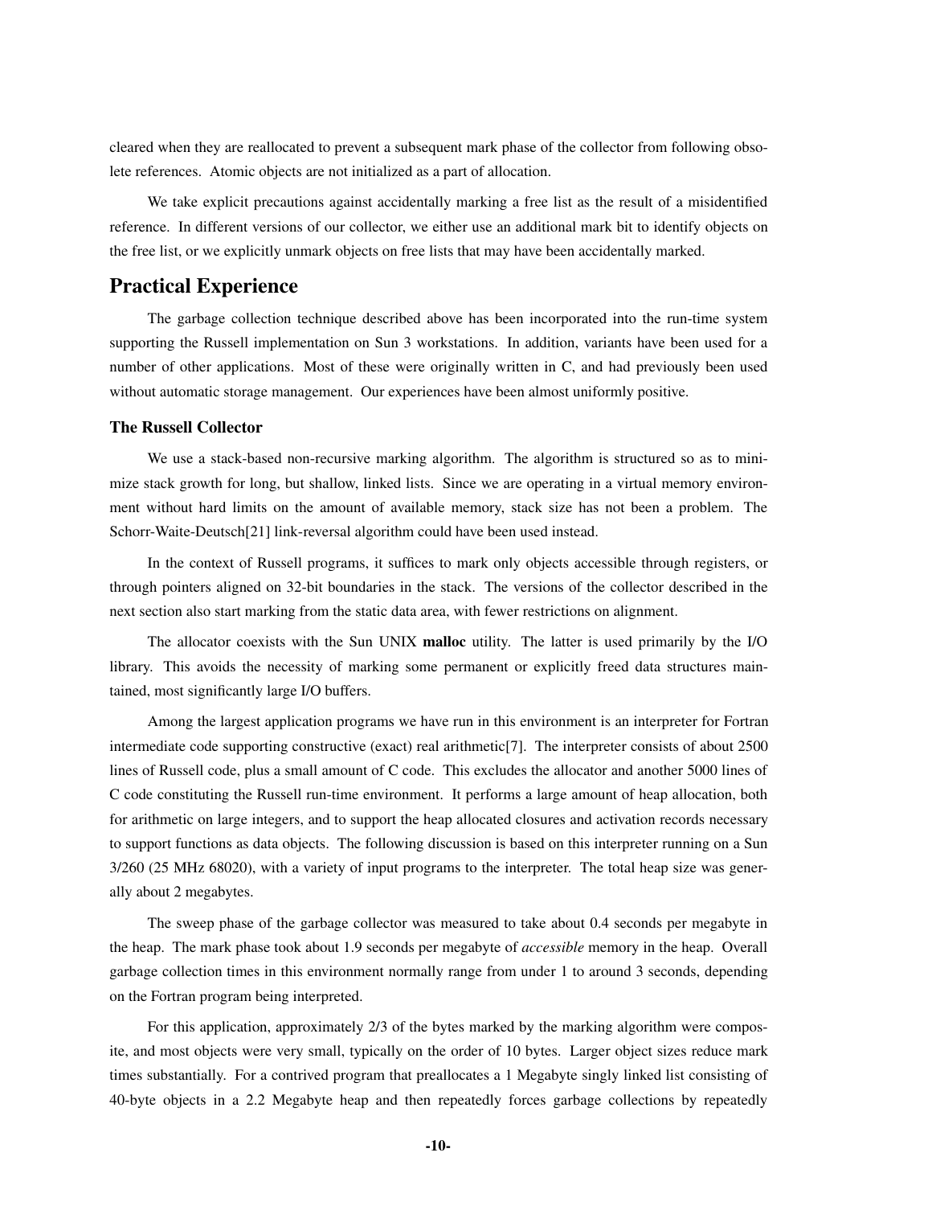cleared when they are reallocated to prevent a subsequent mark phase of the collector from following obsolete references. Atomic objects are not initialized as a part of allocation.

We take explicit precautions against accidentally marking a free list as the result of a misidentified reference. In different versions of our collector, we either use an additional mark bit to identify objects on the free list, or we explicitly unmark objects on free lists that may have been accidentally marked.

## Practical Experience

The garbage collection technique described above has been incorporated into the run-time system supporting the Russell implementation on Sun 3 workstations. In addition, variants have been used for a number of other applications. Most of these were originally written in C, and had previously been used without automatic storage management. Our experiences have been almost uniformly positive.

### The Russell Collector

We use a stack-based non-recursive marking algorithm. The algorithm is structured so as to minimize stack growth for long, but shallow, linked lists. Since we are operating in a virtual memory environment without hard limits on the amount of available memory, stack size has not been a problem. The Schorr-Waite-Deutsch[21] link-reversal algorithm could have been used instead.

In the context of Russell programs, it suffices to mark only objects accessible through registers, or through pointers aligned on 32-bit boundaries in the stack. The versions of the collector described in the next section also start marking from the static data area, with fewer restrictions on alignment.

The allocator coexists with the Sun UNIX **malloc** utility. The latter is used primarily by the I/O library. This avoids the necessity of marking some permanent or explicitly freed data structures maintained, most significantly large I/O buffers.

Among the largest application programs we have run in this environment is an interpreter for Fortran intermediate code supporting constructive (exact) real arithmetic[7]. The interpreter consists of about 2500 lines of Russell code, plus a small amount of C code. This excludes the allocator and another 5000 lines of C code constituting the Russell run-time environment. It performs a large amount of heap allocation, both for arithmetic on large integers, and to support the heap allocated closures and activation records necessary to support functions as data objects. The following discussion is based on this interpreter running on a Sun 3/260 (25 MHz 68020), with a variety of input programs to the interpreter. The total heap size was generally about 2 megabytes.

The sweep phase of the garbage collector was measured to take about 0.4 seconds per megabyte in the heap. The mark phase took about 1.9 seconds per megabyte of *accessible* memory in the heap. Overall garbage collection times in this environment normally range from under 1 to around 3 seconds, depending on the Fortran program being interpreted.

For this application, approximately 2/3 of the bytes marked by the marking algorithm were composite, and most objects were very small, typically on the order of 10 bytes. Larger object sizes reduce mark times substantially. For a contrived program that preallocates a 1 Megabyte singly linked list consisting of 40-byte objects in a 2.2 Megabyte heap and then repeatedly forces garbage collections by repeatedly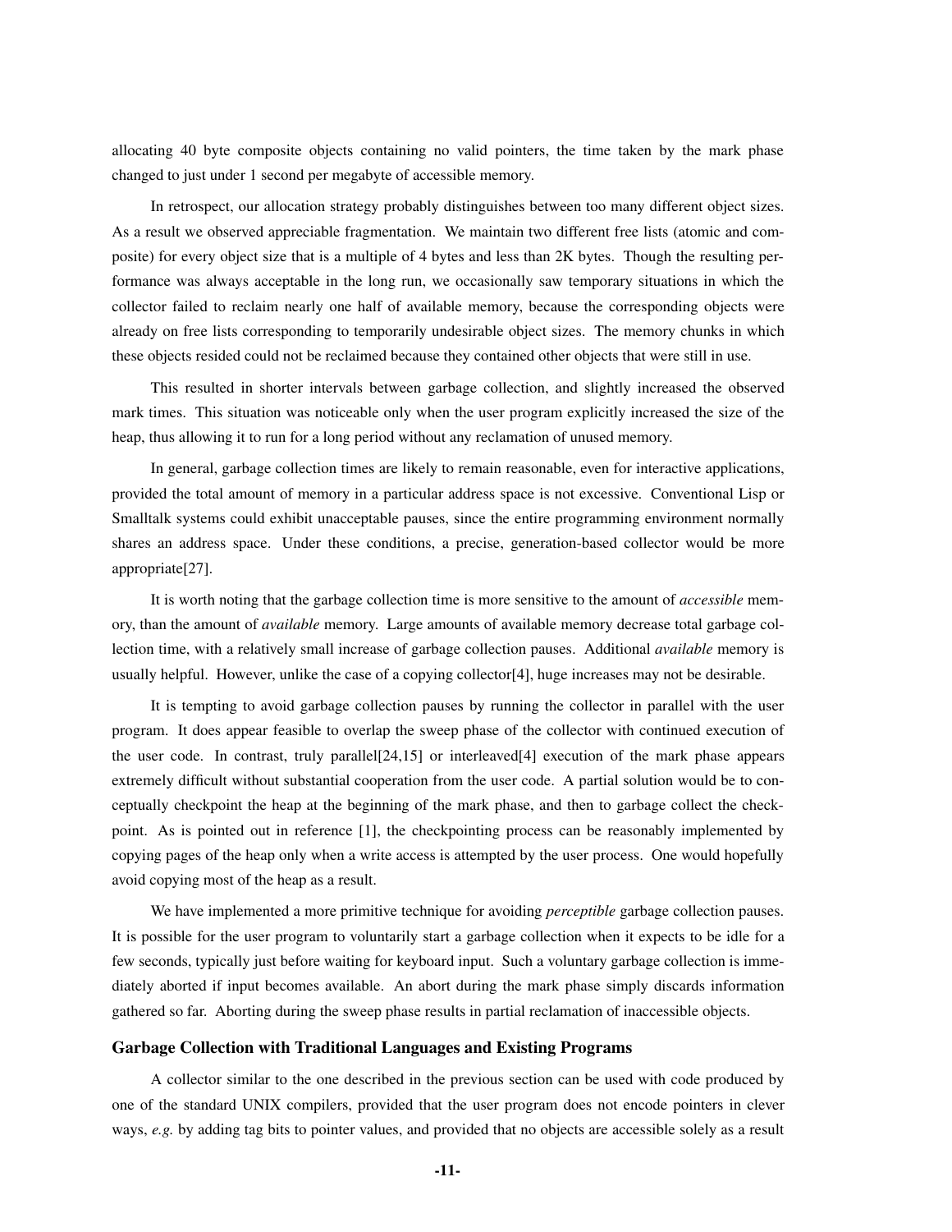allocating 40 byte composite objects containing no valid pointers, the time taken by the mark phase changed to just under 1 second per megabyte of accessible memory.

In retrospect, our allocation strategy probably distinguishes between too many different object sizes. As a result we observed appreciable fragmentation. We maintain two different free lists (atomic and composite) for every object size that is a multiple of 4 bytes and less than 2K bytes. Though the resulting performance was always acceptable in the long run, we occasionally saw temporary situations in which the collector failed to reclaim nearly one half of available memory, because the corresponding objects were already on free lists corresponding to temporarily undesirable object sizes. The memory chunks in which these objects resided could not be reclaimed because they contained other objects that were still in use.

This resulted in shorter intervals between garbage collection, and slightly increased the observed mark times. This situation was noticeable only when the user program explicitly increased the size of the heap, thus allowing it to run for a long period without any reclamation of unused memory.

In general, garbage collection times are likely to remain reasonable, even for interactive applications, provided the total amount of memory in a particular address space is not excessive. Conventional Lisp or Smalltalk systems could exhibit unacceptable pauses, since the entire programming environment normally shares an address space. Under these conditions, a precise, generation-based collector would be more appropriate[27].

It is worth noting that the garbage collection time is more sensitive to the amount of *accessible* memory, than the amount of *available* memory. Large amounts of available memory decrease total garbage collection time, with a relatively small increase of garbage collection pauses. Additional *available* memory is usually helpful. However, unlike the case of a copying collector[4], huge increases may not be desirable.

It is tempting to avoid garbage collection pauses by running the collector in parallel with the user program. It does appear feasible to overlap the sweep phase of the collector with continued execution of the user code. In contrast, truly parallel[24,15] or interleaved[4] execution of the mark phase appears extremely difficult without substantial cooperation from the user code. A partial solution would be to conceptually checkpoint the heap at the beginning of the mark phase, and then to garbage collect the checkpoint. As is pointed out in reference [1], the checkpointing process can be reasonably implemented by copying pages of the heap only when a write access is attempted by the user process. One would hopefully avoid copying most of the heap as a result.

We have implemented a more primitive technique for avoiding *perceptible* garbage collection pauses. It is possible for the user program to voluntarily start a garbage collection when it expects to be idle for a few seconds, typically just before waiting for keyboard input. Such a voluntary garbage collection is immediately aborted if input becomes available. An abort during the mark phase simply discards information gathered so far. Aborting during the sweep phase results in partial reclamation of inaccessible objects.

### Garbage Collection with Traditional Languages and Existing Programs

A collector similar to the one described in the previous section can be used with code produced by one of the standard UNIX compilers, provided that the user program does not encode pointers in clever ways, *e.g.* by adding tag bits to pointer values, and provided that no objects are accessible solely as a result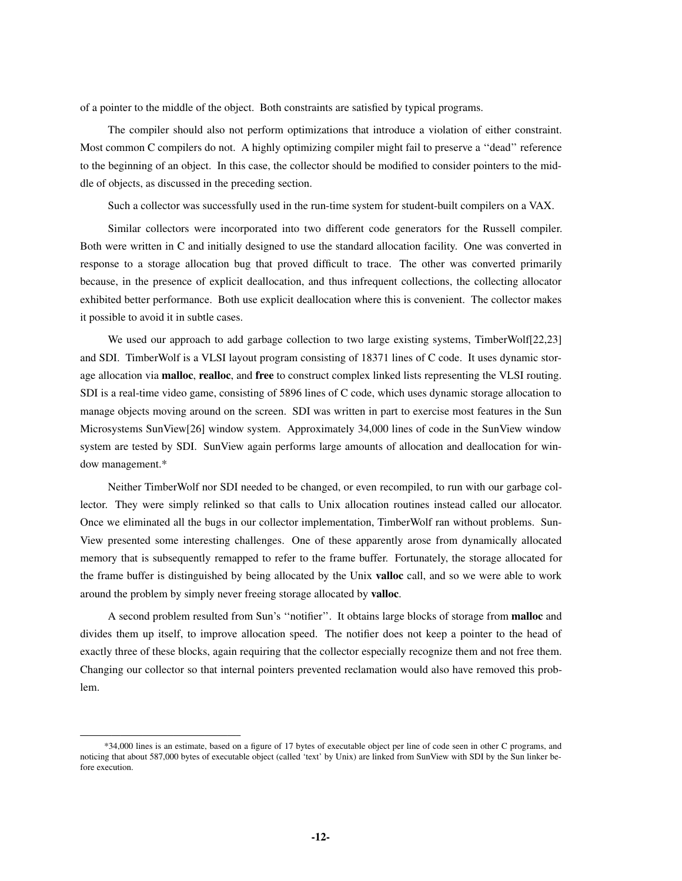of a pointer to the middle of the object. Both constraints are satisfied by typical programs.

The compiler should also not perform optimizations that introduce a violation of either constraint. Most common C compilers do not. A highly optimizing compiler might fail to preserve a ''dead'' reference to the beginning of an object. In this case, the collector should be modified to consider pointers to the middle of objects, as discussed in the preceding section.

Such a collector was successfully used in the run-time system for student-built compilers on a VAX.

Similar collectors were incorporated into two different code generators for the Russell compiler. Both were written in C and initially designed to use the standard allocation facility. One was converted in response to a storage allocation bug that proved difficult to trace. The other was converted primarily because, in the presence of explicit deallocation, and thus infrequent collections, the collecting allocator exhibited better performance. Both use explicit deallocation where this is convenient. The collector makes it possible to avoid it in subtle cases.

We used our approach to add garbage collection to two large existing systems, TimberWolf[22,23] and SDI. TimberWolf is a VLSI layout program consisting of 18371 lines of C code. It uses dynamic storage allocation via **malloc**, **realloc**, and **free** to construct complex linked lists representing the VLSI routing. SDI is a real-time video game, consisting of 5896 lines of C code, which uses dynamic storage allocation to manage objects moving around on the screen. SDI was written in part to exercise most features in the Sun Microsystems SunView[26] window system. Approximately 34,000 lines of code in the SunView window system are tested by SDI. SunView again performs large amounts of allocation and deallocation for window management.*

Neither TimberWolf nor SDI needed to be changed, or even recompiled, to run with our garbage collector. They were simply relinked so that calls to Unix allocation routines instead called our allocator. Once we eliminated all the bugs in our collector implementation, TimberWolf ran without problems. SunView presented some interesting challenges. One of these apparently arose from dynamically allocated memory that is subsequently remapped to refer to the frame buffer. Fortunately, the storage allocated for the frame buffer is distinguished by being allocated by the Unix **valloc** call, and so we were able to work around the problem by simply never freeing storage allocated by **valloc**.

A second problem resulted from Sun's ''notifier''. It obtains large blocks of storage from **malloc** and divides them up itself, to improve allocation speed. The notifier does not keep a pointer to the head of exactly three of these blocks, again requiring that the collector especially recognize them and not free them. Changing our collector so that internal pointers prevented reclamation would also have removed this problem.

---

*34,000 lines is an estimate, based on a figure of 17 bytes of executable object per line of code seen in other C programs, and noticing that about 587,000 bytes of executable object (called 'text' by Unix) are linked from SunView with SDI by the Sun linker before execution.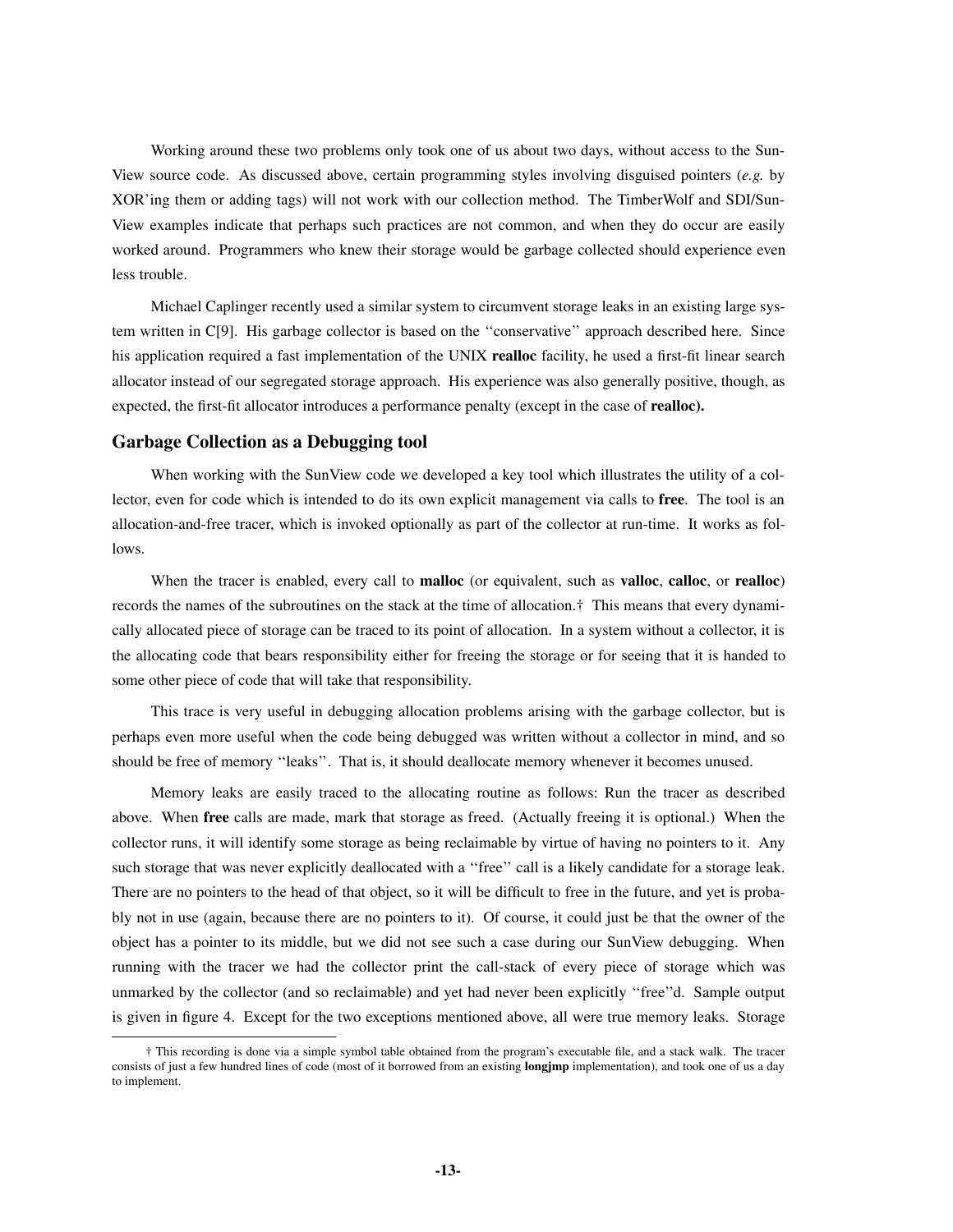Working around these two problems only took one of us about two days, without access to the SunView source code. As discussed above, certain programming styles involving disguised pointers (*e.g.* by XOR'ing them or adding tags) will not work with our collection method. The TimberWolf and SDI/SunView examples indicate that perhaps such practices are not common, and when they do occur are easily worked around. Programmers who knew their storage would be garbage collected should experience even less trouble.

Michael Caplinger recently used a similar system to circumvent storage leaks in an existing large system written in C[9]. His garbage collector is based on the ''conservative'' approach described here. Since his application required a fast implementation of the UNIX **realloc** facility, he used a first-fit linear search allocator instead of our segregated storage approach. His experience was also generally positive, though, as expected, the first-fit allocator introduces a performance penalty (except in the case of **realloc).**

## Garbage Collection as a Debugging tool

When working with the SunView code we developed a key tool which illustrates the utility of a collector, even for code which is intended to do its own explicit management via calls to **free**. The tool is an allocation-and-free tracer, which is invoked optionally as part of the collector at run-time. It works as follows.

When the tracer is enabled, every call to **malloc** (or equivalent, such as **valloc**, **calloc**, or **realloc**) records the names of the subroutines on the stack at the time of allocation.† This means that every dynamically allocated piece of storage can be traced to its point of allocation. In a system without a collector, it is the allocating code that bears responsibility either for freeing the storage or for seeing that it is handed to some other piece of code that will take that responsibility.

This trace is very useful in debugging allocation problems arising with the garbage collector, but is perhaps even more useful when the code being debugged was written without a collector in mind, and so should be free of memory ''leaks''. That is, it should deallocate memory whenever it becomes unused.

Memory leaks are easily traced to the allocating routine as follows: Run the tracer as described above. When **free** calls are made, mark that storage as freed. (Actually freeing it is optional.) When the collector runs, it will identify some storage as being reclaimable by virtue of having no pointers to it. Any such storage that was never explicitly deallocated with a ''free'' call is a likely candidate for a storage leak. There are no pointers to the head of that object, so it will be difficult to free in the future, and yet is probably not in use (again, because there are no pointers to it). Of course, it could just be that the owner of the object has a pointer to its middle, but we did not see such a case during our SunView debugging. When running with the tracer we had the collector print the call-stack of every piece of storage which was unmarked by the collector (and so reclaimable) and yet had never been explicitly ''free''d. Sample output is given in figure 4. Except for the two exceptions mentioned above, all were true memory leaks. Storage

---

† This recording is done via a simple symbol table obtained from the program's executable file, and a stack walk. The tracer consists of just a few hundred lines of code (most of it borrowed from an existing **longjmp** implementation), and took one of us a day to implement.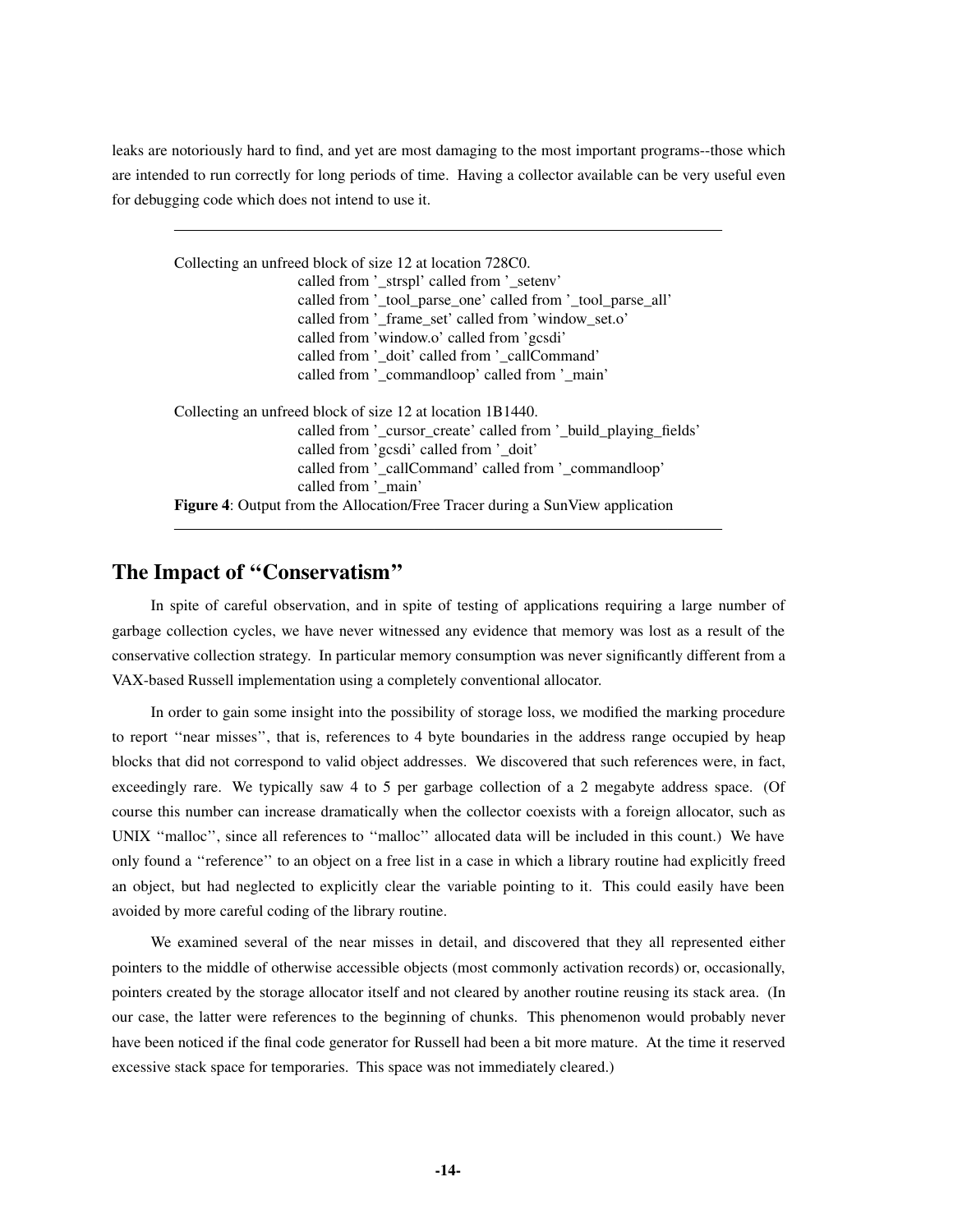leaks are notoriously hard to find, and yet are most damaging to the most important programs--those which are intended to run correctly for long periods of time. Having a collector available can be very useful even for debugging code which does not intend to use it.

```
Collecting an unfreed block of size 12 at location 728C0.
                    called from '_strspl' called from '_setenv'
                    called from '_tool_parse_one' called from '_tool_parse_all'
                    called from '_frame_set' called from 'window_set.o'
                    called from 'window.o' called from 'gcsdi'
                    called from '_doit' called from '_callCommand'
                    called from '_commandloop' called from '_main'

Collecting an unfreed block of size 12 at location 1B1440.
                    called from '_cursor_create' called from '_build_playing_fields'
                    called from 'gcsdi' called from '_doit'
                    called from '_callCommand' called from '_commandloop'
                    called from '_main'
```

**Figure 4**: Output from the Allocation/Free Tracer during a SunView application

## The Impact of "Conservatism"

In spite of careful observation, and in spite of testing of applications requiring a large number of garbage collection cycles, we have never witnessed any evidence that memory was lost as a result of the conservative collection strategy. In particular memory consumption was never significantly different from a VAX-based Russell implementation using a completely conventional allocator.

In order to gain some insight into the possibility of storage loss, we modified the marking procedure to report "near misses", that is, references to 4 byte boundaries in the address range occupied by heap blocks that did not correspond to valid object addresses. We discovered that such references were, in fact, exceedingly rare. We typically saw 4 to 5 per garbage collection of a 2 megabyte address space. (Of course this number can increase dramatically when the collector coexists with a foreign allocator, such as UNIX "malloc", since all references to "malloc" allocated data will be included in this count.) We have only found a "reference" to an object on a free list in a case in which a library routine had explicitly freed an object, but had neglected to explicitly clear the variable pointing to it. This could easily have been avoided by more careful coding of the library routine.

We examined several of the near misses in detail, and discovered that they all represented either pointers to the middle of otherwise accessible objects (most commonly activation records) or, occasionally, pointers created by the storage allocator itself and not cleared by another routine reusing its stack area. (In our case, the latter were references to the beginning of chunks. This phenomenon would probably never have been noticed if the final code generator for Russell had been a bit more mature. At the time it reserved excessive stack space for temporaries. This space was not immediately cleared.)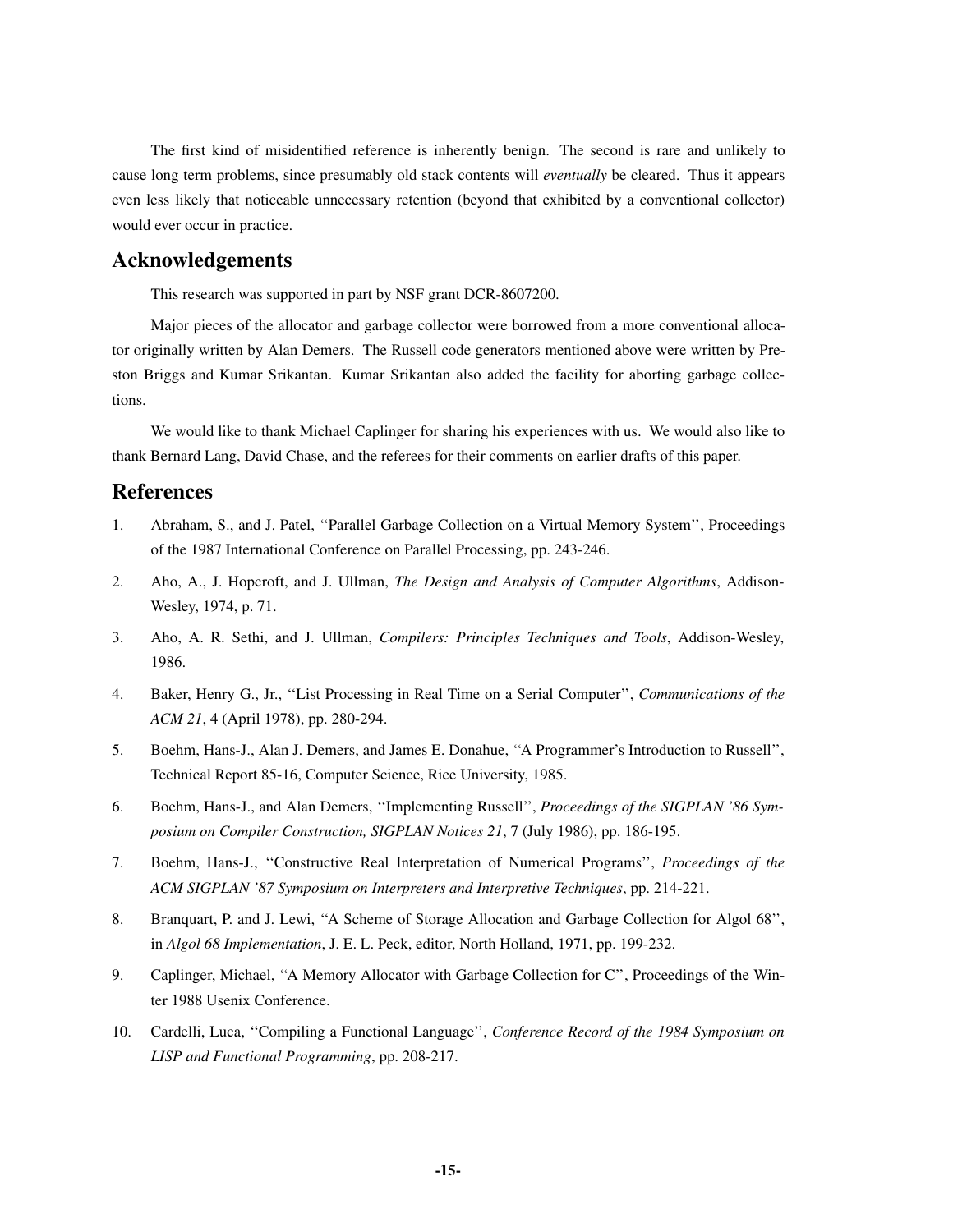The first kind of misidentified reference is inherently benign. The second is rare and unlikely to cause long term problems, since presumably old stack contents will *eventually* be cleared. Thus it appears even less likely that noticeable unnecessary retention (beyond that exhibited by a conventional collector) would ever occur in practice.

## Acknowledgements

This research was supported in part by NSF grant DCR-8607200.

Major pieces of the allocator and garbage collector were borrowed from a more conventional allocator originally written by Alan Demers. The Russell code generators mentioned above were written by Preston Briggs and Kumar Srikantan. Kumar Srikantan also added the facility for aborting garbage collections.

We would like to thank Michael Caplinger for sharing his experiences with us. We would also like to thank Bernard Lang, David Chase, and the referees for their comments on earlier drafts of this paper.

## References

1. Abraham, S., and J. Patel, ''Parallel Garbage Collection on a Virtual Memory System'', Proceedings of the 1987 International Conference on Parallel Processing, pp. 243-246.

2. Aho, A., J. Hopcroft, and J. Ullman, *The Design and Analysis of Computer Algorithms*, Addison-Wesley, 1974, p. 71.

3. Aho, A. R. Sethi, and J. Ullman, *Compilers: Principles Techniques and Tools*, Addison-Wesley, 1986.

4. Baker, Henry G., Jr., ''List Processing in Real Time on a Serial Computer'', *Communications of the ACM 21*, 4 (April 1978), pp. 280-294.

5. Boehm, Hans-J., Alan J. Demers, and James E. Donahue, ''A Programmer's Introduction to Russell'', Technical Report 85-16, Computer Science, Rice University, 1985.

6. Boehm, Hans-J., and Alan Demers, ''Implementing Russell'', *Proceedings of the SIGPLAN '86 Symposium on Compiler Construction, SIGPLAN Notices 21*, 7 (July 1986), pp. 186-195.

7. Boehm, Hans-J., ''Constructive Real Interpretation of Numerical Programs'', *Proceedings of the ACM SIGPLAN '87 Symposium on Interpreters and Interpretive Techniques*, pp. 214-221.

8. Branquart, P. and J. Lewi, ''A Scheme of Storage Allocation and Garbage Collection for Algol 68'', in *Algol 68 Implementation*, J. E. L. Peck, editor, North Holland, 1971, pp. 199-232.

9. Caplinger, Michael, ''A Memory Allocator with Garbage Collection for C'', Proceedings of the Winter 1988 Usenix Conference.

10. Cardelli, Luca, ''Compiling a Functional Language'', *Conference Record of the 1984 Symposium on LISP and Functional Programming*, pp. 208-217.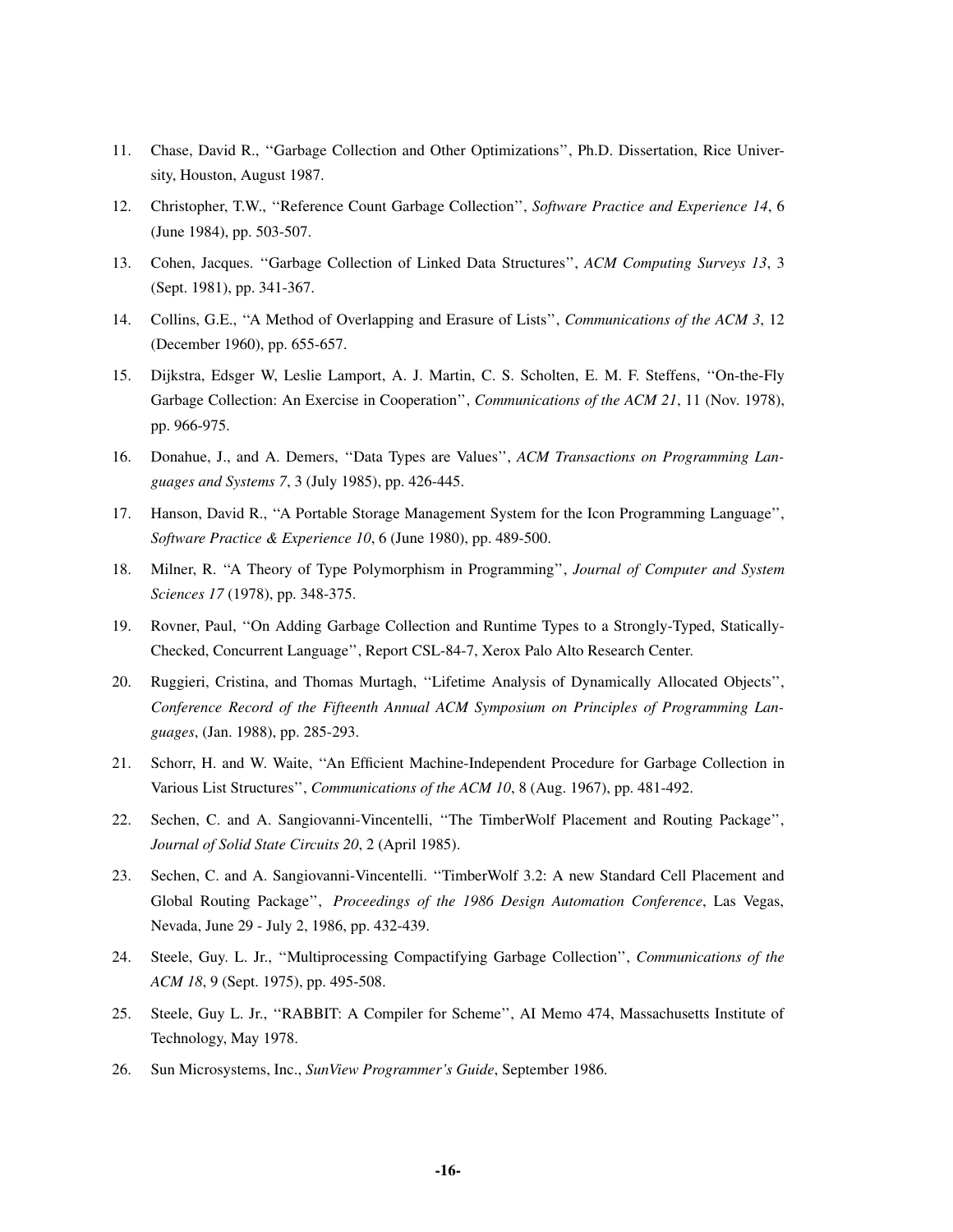11. Chase, David R., ''Garbage Collection and Other Optimizations'', Ph.D. Dissertation, Rice University, Houston, August 1987.

12. Christopher, T.W., ''Reference Count Garbage Collection'', *Software Practice and Experience 14*, 6 (June 1984), pp. 503-507.

13. Cohen, Jacques. ''Garbage Collection of Linked Data Structures'', *ACM Computing Surveys 13*, 3 (Sept. 1981), pp. 341-367.

14. Collins, G.E., ''A Method of Overlapping and Erasure of Lists'', *Communications of the ACM 3*, 12 (December 1960), pp. 655-657.

15. Dijkstra, Edsger W, Leslie Lamport, A. J. Martin, C. S. Scholten, E. M. F. Steffens, ''On-the-Fly Garbage Collection: An Exercise in Cooperation'', *Communications of the ACM 21*, 11 (Nov. 1978), pp. 966-975.

16. Donahue, J., and A. Demers, ''Data Types are Values'', *ACM Transactions on Programming Languages and Systems 7*, 3 (July 1985), pp. 426-445.

17. Hanson, David R., ''A Portable Storage Management System for the Icon Programming Language'', *Software Practice & Experience 10*, 6 (June 1980), pp. 489-500.

18. Milner, R. ''A Theory of Type Polymorphism in Programming'', *Journal of Computer and System Sciences 17* (1978), pp. 348-375.

19. Rovner, Paul, ''On Adding Garbage Collection and Runtime Types to a Strongly-Typed, Statically-Checked, Concurrent Language'', Report CSL-84-7, Xerox Palo Alto Research Center.

20. Ruggieri, Cristina, and Thomas Murtagh, ''Lifetime Analysis of Dynamically Allocated Objects'', *Conference Record of the Fifteenth Annual ACM Symposium on Principles of Programming Languages*, (Jan. 1988), pp. 285-293.

21. Schorr, H. and W. Waite, ''An Efficient Machine-Independent Procedure for Garbage Collection in Various List Structures'', *Communications of the ACM 10*, 8 (Aug. 1967), pp. 481-492.

22. Sechen, C. and A. Sangiovanni-Vincentelli, ''The TimberWolf Placement and Routing Package'', *Journal of Solid State Circuits 20*, 2 (April 1985).

23. Sechen, C. and A. Sangiovanni-Vincentelli. ''TimberWolf 3.2: A new Standard Cell Placement and Global Routing Package'', *Proceedings of the 1986 Design Automation Conference*, Las Vegas, Nevada, June 29 - July 2, 1986, pp. 432-439.

24. Steele, Guy. L. Jr., ''Multiprocessing Compactifying Garbage Collection'', *Communications of the ACM 18*, 9 (Sept. 1975), pp. 495-508.

25. Steele, Guy L. Jr., ''RABBIT: A Compiler for Scheme'', AI Memo 474, Massachusetts Institute of Technology, May 1978.

26. Sun Microsystems, Inc., *SunView Programmer's Guide*, September 1986.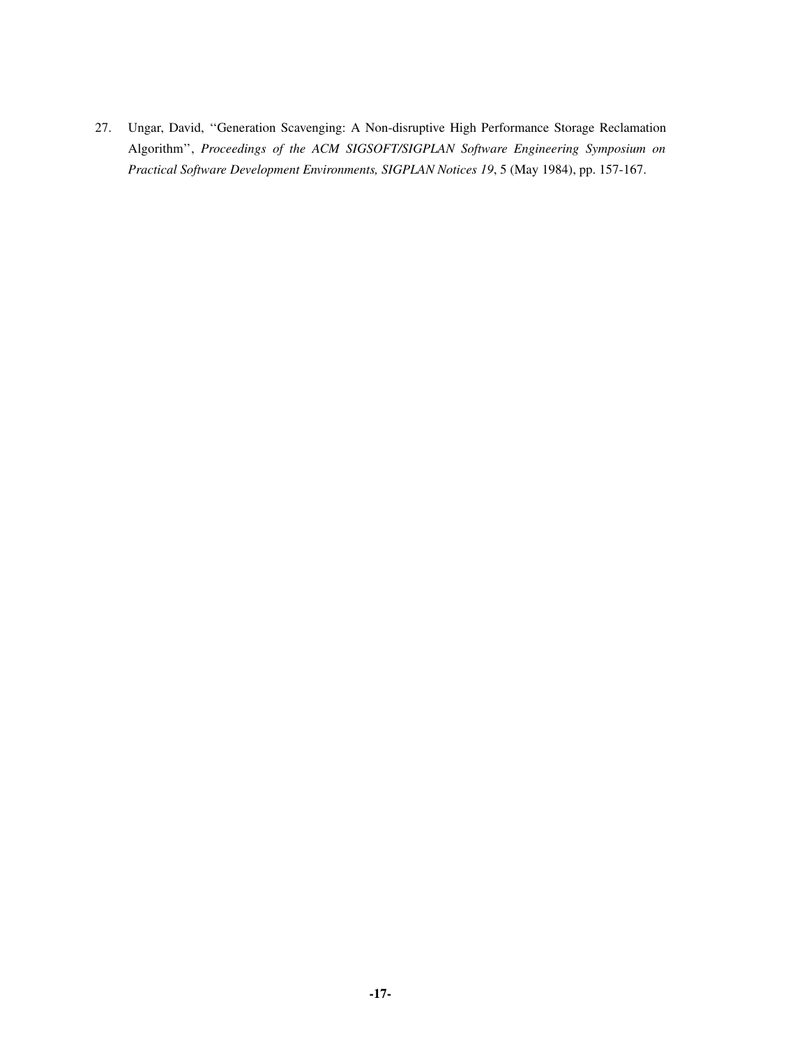27. Ungar, David, ''Generation Scavenging: A Non-disruptive High Performance Storage Reclamation Algorithm'', *Proceedings of the ACM SIGSOFT/SIGPLAN Software Engineering Symposium on Practical Software Development Environments, SIGPLAN Notices 19*, 5 (May 1984), pp. 157-167.